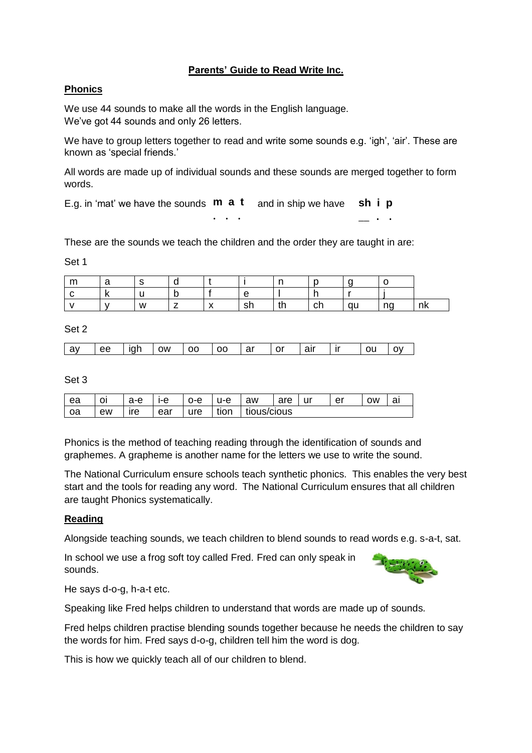# Parents' Guide to Read Write Inc.

## Phonics

We use 44 sounds to make all the words in the English language.
We've got 44 sounds and only 26 letters.

We have to group letters together to read and write some sounds e.g. 'igh', 'air'. These are known as 'special friends.'

All words are made up of individual sounds and these sounds are merged together to form words.

E.g. in 'mat' we have the sounds **m a t** and in ship we have **sh i p**

These are the sounds we teach the children and the order they are taught in are:

Set 1

| m | a | s | d | t | i | n | p | g | o | |
|---|---|---|---|---|---|---|---|---|---|---|
| c | k | u | b | f | e | l | h | r | j | |
| v | y | w | z | x | sh | th | ch | qu | ng | nk |

Set 2

| ay | ee | igh | ow | oo | oo | ar | or | air | ir | ou | oy |
|---|---|---|---|---|---|---|---|---|---|---|---|

Set 3

| ea | oi | a-e | i-e | o-e | u-e | aw | are | ur | er | ow | ai |
|---|---|---|---|---|---|---|---|---|---|---|---|
| oa | ew | ire | ear | ure | tion | tious/cious | | | | | |

Phonics is the method of teaching reading through the identification of sounds and graphemes. A grapheme is another name for the letters we use to write the sound.

The National Curriculum ensure schools teach synthetic phonics. This enables the very best start and the tools for reading any word. The National Curriculum ensures that all children are taught Phonics systematically.

## Reading

Alongside teaching sounds, we teach children to blend sounds to read words e.g. s-a-t, sat.

In school we use a frog soft toy called Fred. Fred can only speak in sounds.

He says d-o-g, h-a-t etc.

Speaking like Fred helps children to understand that words are made up of sounds.

Fred helps children practise blending sounds together because he needs the children to say the words for him. Fred says d-o-g, children tell him the word is dog.

This is how we quickly teach all of our children to blend.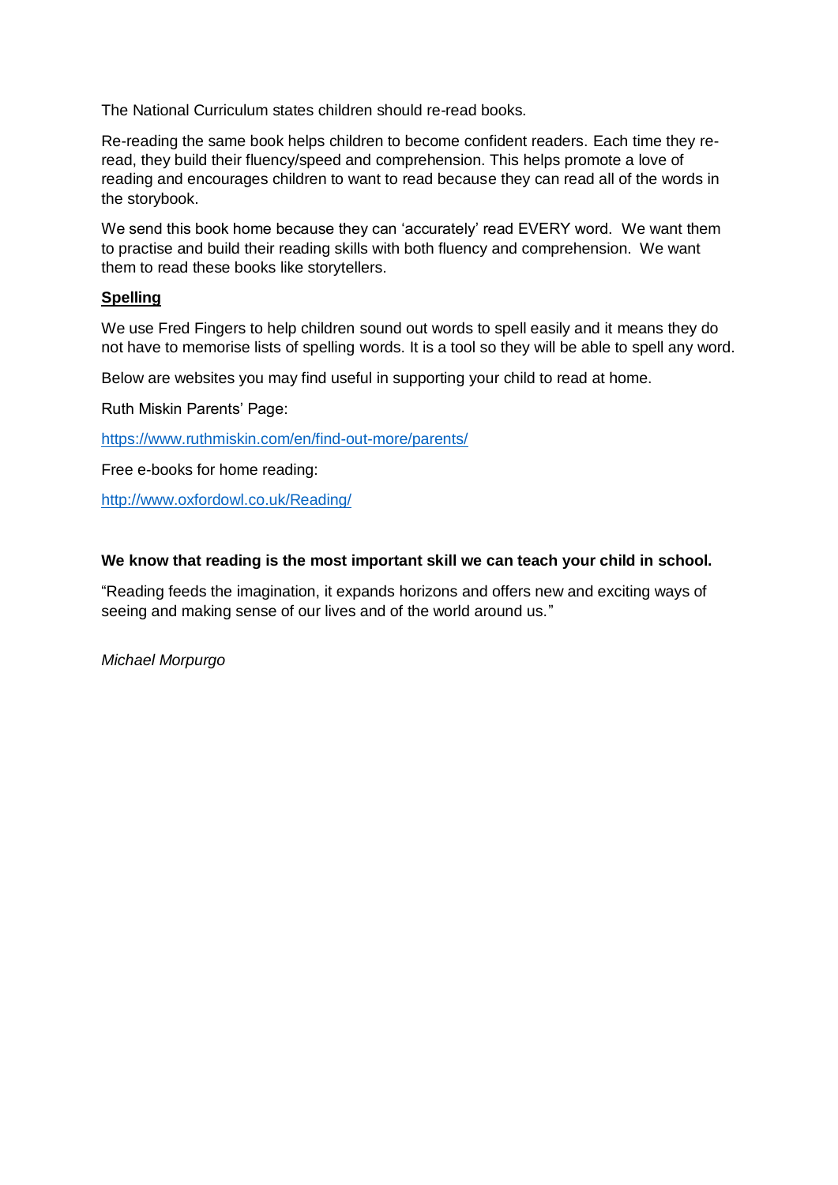The National Curriculum states children should re-read books.

Re-reading the same book helps children to become confident readers. Each time they re-read, they build their fluency/speed and comprehension. This helps promote a love of reading and encourages children to want to read because they can read all of the words in the storybook.

We send this book home because they can 'accurately' read EVERY word. We want them to practise and build their reading skills with both fluency and comprehension. We want them to read these books like storytellers.

**Spelling**

We use Fred Fingers to help children sound out words to spell easily and it means they do not have to memorise lists of spelling words. It is a tool so they will be able to spell any word.

Below are websites you may find useful in supporting your child to read at home.

Ruth Miskin Parents' Page:

https://www.ruthmiskin.com/en/find-out-more/parents/

Free e-books for home reading:

http://www.oxfordowl.co.uk/Reading/

**We know that reading is the most important skill we can teach your child in school.**

"Reading feeds the imagination, it expands horizons and offers new and exciting ways of seeing and making sense of our lives and of the world around us."

*Michael Morpurgo*